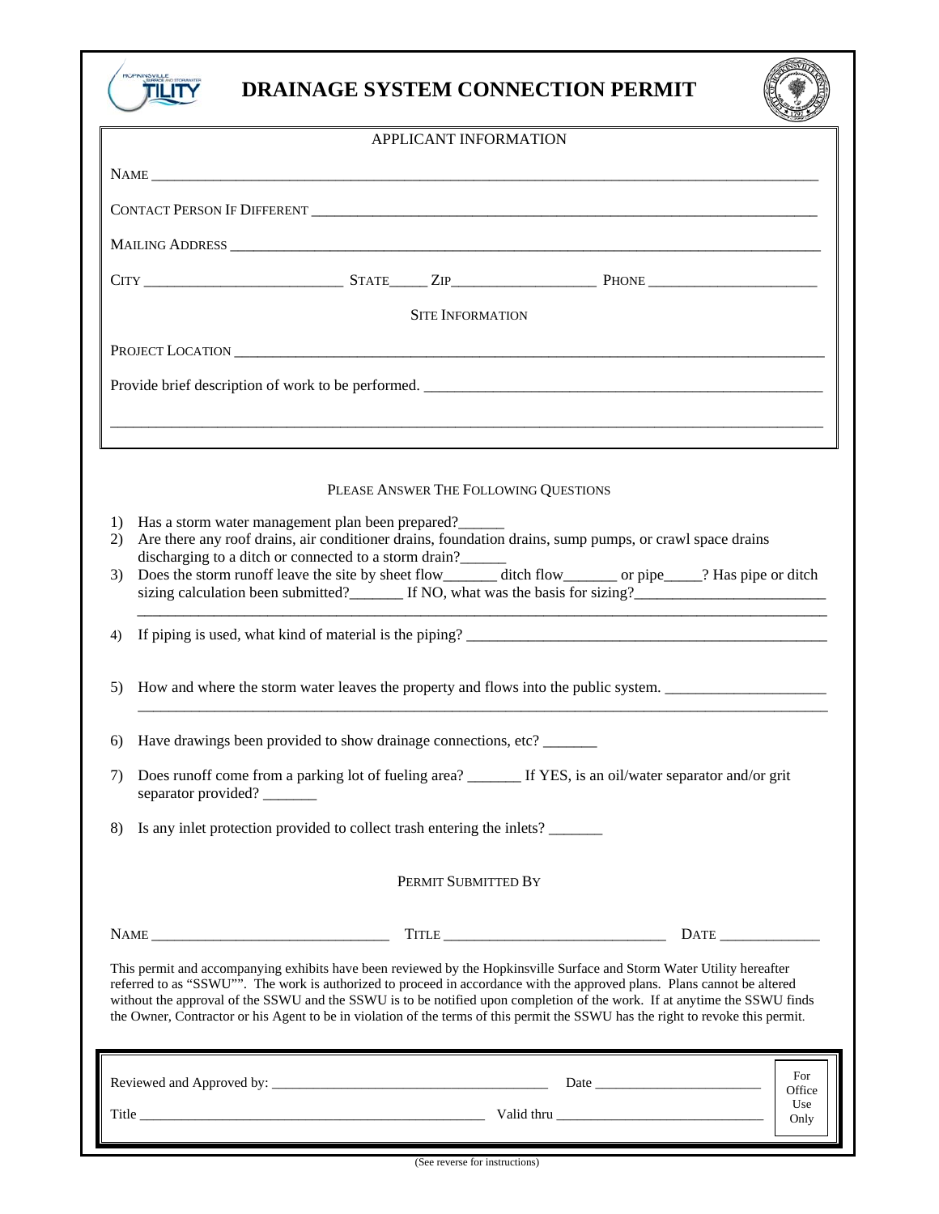# DRAINAGE SYSTEM CONNECTION PERMIT

## APPLICANT INFORMATION

NAME ___________________________________________________________________________

CONTACT PERSON IF DIFFERENT _____________________________________________________

MAILING ADDRESS _______________________________________________________________

CITY ________________________ STATE_____ ZIP__________________ PHONE ____________________

## SITE INFORMATION

PROJECT LOCATION ______________________________________________________________

Provide brief description of work to be performed. _______________________________________

___________________________________________________________________________

## PLEASE ANSWER THE FOLLOWING QUESTIONS

1) Has a storm water management plan been prepared?______
2) Are there any roof drains, air conditioner drains, foundation drains, sump pumps, or crawl space drains discharging to a ditch or connected to a storm drain?______
3) Does the storm runoff leave the site by sheet flow_______ ditch flow_______ or pipe_____? Has pipe or ditch sizing calculation been submitted?_______ If NO, what was the basis for sizing?_________________________ ___________________________________________________________________________
4) If piping is used, what kind of material is the piping? ___________________________________________
5) How and where the storm water leaves the property and flows into the public system. _____________________ ___________________________________________________________________________
6) Have drawings been provided to show drainage connections, etc? _______
7) Does runoff come from a parking lot of fueling area? _______ If YES, is an oil/water separator and/or grit separator provided? _______
8) Is any inlet protection provided to collect trash entering the inlets? _______

## PERMIT SUBMITTED BY

NAME _____________________________ TITLE ____________________________ DATE _____________

This permit and accompanying exhibits have been reviewed by the Hopkinsville Surface and Storm Water Utility hereafter referred to as "SSWU"". The work is authorized to proceed in accordance with the approved plans. Plans cannot be altered without the approval of the SSWU and the SSWU is to be notified upon completion of the work. If at anytime the SSWU finds the Owner, Contractor or his Agent to be in violation of the terms of this permit the SSWU has the right to revoke this permit.

Reviewed and Approved by: ____________________________________ Date ______________________

Title ______________________________________________ Valid thru ___________________________

For Office Use Only

(See reverse for instructions)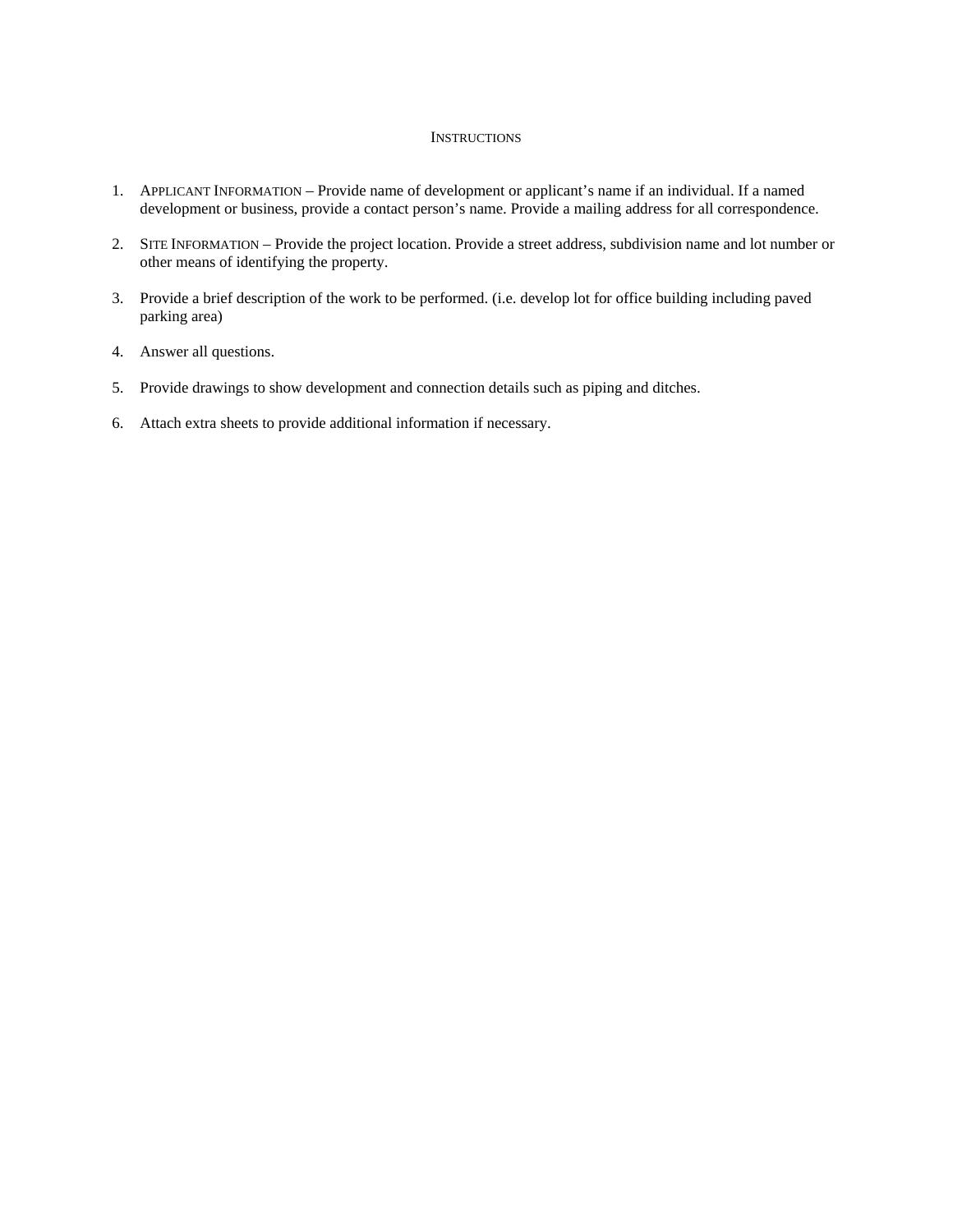# INSTRUCTIONS

1. APPLICANT INFORMATION – Provide name of development or applicant's name if an individual. If a named development or business, provide a contact person's name. Provide a mailing address for all correspondence.

2. SITE INFORMATION – Provide the project location. Provide a street address, subdivision name and lot number or other means of identifying the property.

3. Provide a brief description of the work to be performed. (i.e. develop lot for office building including paved parking area)

4. Answer all questions.

5. Provide drawings to show development and connection details such as piping and ditches.

6. Attach extra sheets to provide additional information if necessary.